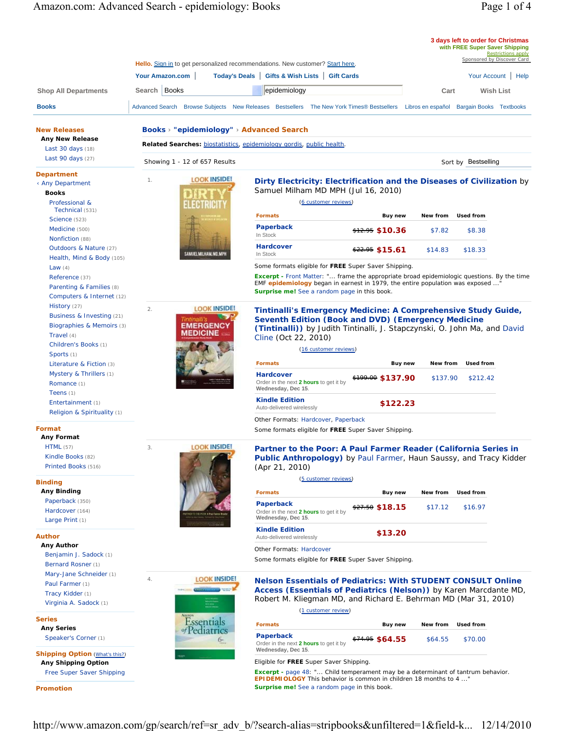3 days left to order for Christmas
with FREE Super Saver Shipping
Restrictions apply
Sponsored by Discover Card

Hello. Sign in to get personalized recommendations. New customer? Start here.

Your Amazon.com | Today's Deals | Gifts & Wish Lists | Gift Cards | Your Account | Help

Shop All Departments | Search Books | epidemiology | Cart | Wish List

Books | Advanced Search | Browse Subjects | New Releases | Bestsellers | The New York Times® Bestsellers | Libros en español | Bargain Books | Textbooks

**New Releases**
**Any New Release**
- Last 30 days (18)
- Last 90 days (27)

**Department**
‹ Any Department
**Books**
- Professional & Technical (531)
- Science (523)
- Medicine (500)
- Nonfiction (88)
- Outdoors & Nature (27)
- Health, Mind & Body (105)
- Law (4)
- Reference (37)
- Parenting & Families (8)
- Computers & Internet (12)
- History (27)
- Business & Investing (21)
- Biographies & Memoirs (3)
- Travel (4)
- Children's Books (1)
- Sports (1)
- Literature & Fiction (3)
- Mystery & Thrillers (1)
- Romance (1)
- Teens (1)
- Entertainment (1)
- Religion & Spirituality (1)

**Format**
**Any Format**
- HTML (57)
- Kindle Books (82)
- Printed Books (516)

**Binding**
**Any Binding**
- Paperback (350)
- Hardcover (164)
- Large Print (1)

**Author**
**Any Author**
- Benjamin J. Sadock (1)
- Bernard Rosner (1)
- Mary-Jane Schneider (1)
- Paul Farmer (1)
- Tracy Kidder (1)
- Virginia A. Sadock (1)

**Series**
**Any Series**
- Speaker's Corner (1)

**Shipping Option** (What's this?)
**Any Shipping Option**
- Free Super Saver Shipping

**Promotion**

**Books** › **"epidemiology"** › **Advanced Search**

**Related Searches:** biostatistics, epidemiology gordis, public health.

Showing 1 - 12 of 657 Results

Sort by Bestselling

1. **Dirty Electricity: Electrification and the Diseases of Civilization** by Samuel Milham MD MPH (Jul 16, 2010)

(6 customer reviews)

| Formats | Buy new | New from | Used from |
|---|---|---|---|
| **Paperback** In Stock | ~~$12.95~~ **$10.36** | $7.82 | $8.38 |
| **Hardcover** In Stock | ~~$22.95~~ **$15.61** | $14.83 | $18.33 |

Some formats eligible for **FREE** Super Saver Shipping.

**Excerpt** - Front Matter: "... frame the appropriate broad epidemiologic questions. By the time EMF **epidemiology** began in earnest in 1979, the entire population was exposed ..."
**Surprise me!** See a random page in this book.

2. **Tintinalli's Emergency Medicine: A Comprehensive Study Guide, Seventh Edition (Book and DVD) (Emergency Medicine (Tintinalli))** by Judith Tintinalli, J. Stapczynski, O. John Ma, and David Cline (Oct 22, 2010)

(16 customer reviews)

| Formats | Buy new | New from | Used from |
|---|---|---|---|
| **Hardcover** Order in the next **2 hours** to get it by **Wednesday, Dec 15.** | ~~$199.00~~ **$137.90** | $137.90 | $212.42 |
| **Kindle Edition** Auto-delivered wirelessly | **$122.23** | | |

Other Formats: Hardcover, Paperback

Some formats eligible for **FREE** Super Saver Shipping.

3. **Partner to the Poor: A Paul Farmer Reader (California Series in Public Anthropology)** by Paul Farmer, Haun Saussy, and Tracy Kidder (Apr 21, 2010)

(5 customer reviews)

| Formats | Buy new | New from | Used from |
|---|---|---|---|
| **Paperback** Order in the next **2 hours** to get it by **Wednesday, Dec 15.** | ~~$27.50~~ **$18.15** | $17.12 | $16.97 |
| **Kindle Edition** Auto-delivered wirelessly | **$13.20** | | |

Other Formats: Hardcover

Some formats eligible for **FREE** Super Saver Shipping.

4. **Nelson Essentials of Pediatrics: With STUDENT CONSULT Online Access (Essentials of Pediatrics (Nelson))** by Karen Marcdante MD, Robert M. Kliegman MD, and Richard E. Behrman MD (Mar 31, 2010)

(1 customer review)

| Formats | Buy new | New from | Used from |
|---|---|---|---|
| **Paperback** Order in the next **2 hours** to get it by **Wednesday, Dec 15.** | ~~$74.95~~ **$64.55** | $64.55 | $70.00 |

Eligible for **FREE** Super Saver Shipping.

**Excerpt** - page 48: "... Child temperament may be a determinant of tantrum behavior. **EPIDEMIOLOGY** This behavior is common in children 18 months to 4 ..."
**Surprise me!** See a random page in this book.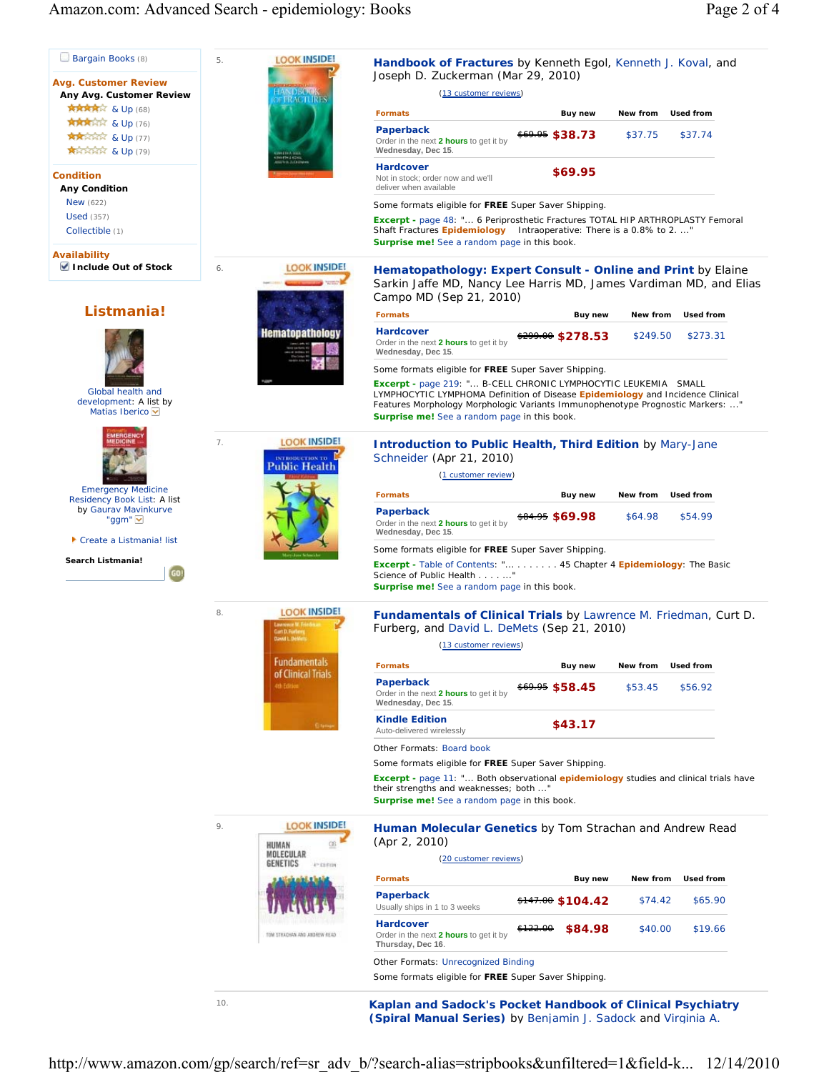Bargain Books (8)

**Avg. Customer Review**

**Any Avg. Customer Review**

- & Up (68)
- & Up (76)
- & Up (77)
- & Up (79)

**Condition**

**Any Condition**

- New (622)
- Used (357)
- Collectible (1)

**Availability**

**Include Out of Stock**

## Listmania!

Global health and development: A list by Matias Iberico

Emergency Medicine Residency Book List: A list by Gaurav Mavinkurve "ggm"

Create a Listmania! list

**Search Listmania!**

---

5. LOOK INSIDE!

**Handbook of Fractures** by Kenneth Egol, Kenneth J. Koval, and Joseph D. Zuckerman (Mar 29, 2010)

(13 customer reviews)

| Formats | Buy new | New from | Used from |
|---|---|---|---|
| **Paperback** Order in the next **2 hours** to get it by **Wednesday, Dec 15.** | ~~$69.95~~ **$38.73** | $37.75 | $37.74 |
| **Hardcover** Not in stock; order now and we'll deliver when available | **$69.95** | | |

Some formats eligible for **FREE** Super Saver Shipping.

**Excerpt -** page 48: "... 6 Periprosthetic Fractures TOTAL HIP ARTHROPLASTY Femoral Shaft Fractures **Epidemiology** Intraoperative: There is a 0.8% to 2. ..."
**Surprise me!** See a random page in this book.

---

6. LOOK INSIDE!

**Hematopathology: Expert Consult - Online and Print** by Elaine Sarkin Jaffe MD, Nancy Lee Harris MD, James Vardiman MD, and Elias Campo MD (Sep 21, 2010)

| Formats | Buy new | New from | Used from |
|---|---|---|---|
| **Hardcover** Order in the next **2 hours** to get it by **Wednesday, Dec 15.** | ~~$299.00~~ **$278.53** | $249.50 | $273.31 |

Some formats eligible for **FREE** Super Saver Shipping.

**Excerpt -** page 219: "... B-CELL CHRONIC LYMPHOCYTIC LEUKEMIA SMALL LYMPHOCYTIC LYMPHOMA Definition of Disease **Epidemiology** and Incidence Clinical Features Morphology Morphologic Variants Immunophenotype Prognostic Markers: ..."
**Surprise me!** See a random page in this book.

---

7. LOOK INSIDE!

**Introduction to Public Health, Third Edition** by Mary-Jane Schneider (Apr 21, 2010)

(1 customer review)

| Formats | Buy new | New from | Used from |
|---|---|---|---|
| **Paperback** Order in the next **2 hours** to get it by **Wednesday, Dec 15.** | ~~$84.95~~ **$69.98** | $64.98 | $54.99 |

Some formats eligible for **FREE** Super Saver Shipping.

**Excerpt -** Table of Contents: "... . . . . . . . . 45 Chapter 4 **Epidemiology**: The Basic Science of Public Health . . . . ..."
**Surprise me!** See a random page in this book.

---

8. LOOK INSIDE!

**Fundamentals of Clinical Trials** by Lawrence M. Friedman, Curt D. Furberg, and David L. DeMets (Sep 21, 2010)

(13 customer reviews)

| Formats | Buy new | New from | Used from |
|---|---|---|---|
| **Paperback** Order in the next **2 hours** to get it by **Wednesday, Dec 15.** | ~~$69.95~~ **$58.45** | $53.45 | $56.92 |
| **Kindle Edition** Auto-delivered wirelessly | **$43.17** | | |

Other Formats: Board book

Some formats eligible for **FREE** Super Saver Shipping.

**Excerpt -** page 11: "... Both observational **epidemiology** studies and clinical trials have their strengths and weaknesses; both ..."
**Surprise me!** See a random page in this book.

---

9. LOOK INSIDE!

**Human Molecular Genetics** by Tom Strachan and Andrew Read (Apr 2, 2010)

(20 customer reviews)

| Formats | Buy new | New from | Used from |
|---|---|---|---|
| **Paperback** Usually ships in 1 to 3 weeks | ~~$147.00~~ **$104.42** | $74.42 | $65.90 |
| **Hardcover** Order in the next **2 hours** to get it by **Thursday, Dec 16.** | ~~$122.00~~ **$84.98** | $40.00 | $19.66 |

Other Formats: Unrecognized Binding

Some formats eligible for **FREE** Super Saver Shipping.

---

10.

**Kaplan and Sadock's Pocket Handbook of Clinical Psychiatry (Spiral Manual Series)** by Benjamin J. Sadock and Virginia A.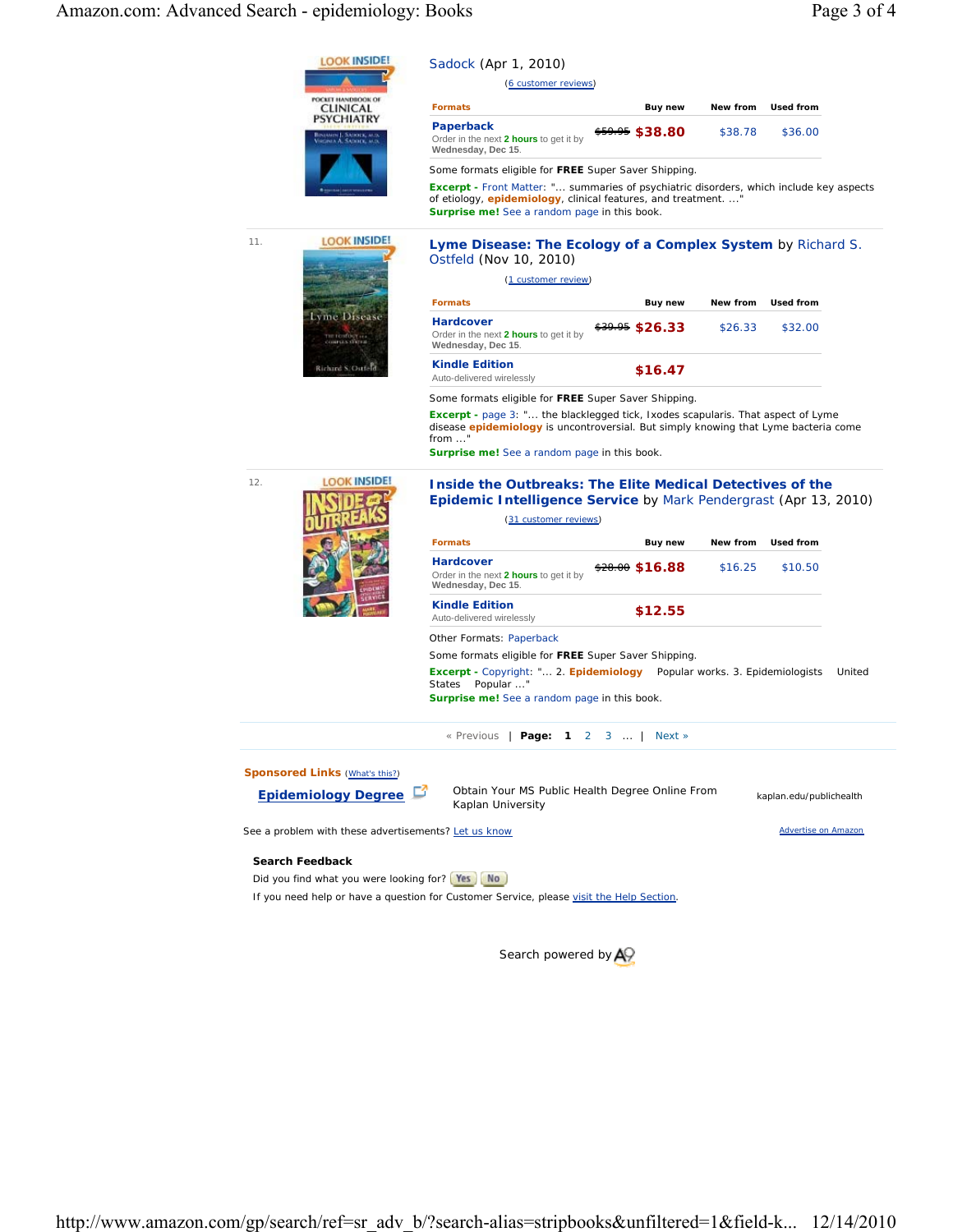Sadock (Apr 1, 2010)

(6 customer reviews)

| Formats | Buy new | New from | Used from |
|---|---|---|---|
| **Paperback** Order in the next **2 hours** to get it by **Wednesday, Dec 15**. | ~~$59.95~~ **$38.80** | $38.78 | $36.00 |

Some formats eligible for **FREE** Super Saver Shipping.

**Excerpt -** Front Matter: "... summaries of psychiatric disorders, which include key aspects of etiology, **epidemiology**, clinical features, and treatment. ..."

**Surprise me!** See a random page in this book.

---

11.

**Lyme Disease: The Ecology of a Complex System** by Richard S. Ostfeld (Nov 10, 2010)

(1 customer review)

| Formats | Buy new | New from | Used from |
|---|---|---|---|
| **Hardcover** Order in the next **2 hours** to get it by **Wednesday, Dec 15**. | ~~$39.95~~ **$26.33** | $26.33 | $32.00 |
| **Kindle Edition** Auto-delivered wirelessly | **$16.47** | | |

Some formats eligible for **FREE** Super Saver Shipping.

**Excerpt -** page 3: "... the blacklegged tick, Ixodes scapularis. That aspect of Lyme disease **epidemiology** is uncontroversial. But simply knowing that Lyme bacteria come from ..."

**Surprise me!** See a random page in this book.

---

12.

**Inside the Outbreaks: The Elite Medical Detectives of the Epidemic Intelligence Service** by Mark Pendergrast (Apr 13, 2010)

(31 customer reviews)

| Formats | Buy new | New from | Used from |
|---|---|---|---|
| **Hardcover** Order in the next **2 hours** to get it by **Wednesday, Dec 15**. | ~~$28.00~~ **$16.88** | $16.25 | $10.50 |
| **Kindle Edition** Auto-delivered wirelessly | **$12.55** | | |

Other Formats: Paperback

Some formats eligible for **FREE** Super Saver Shipping.

**Excerpt -** Copyright: "... 2. **Epidemiology** Popular works. 3. Epidemiologists United States Popular ..."

**Surprise me!** See a random page in this book.

---

« Previous | **Page:** **1** 2 3 ... | Next »

**Sponsored Links** (What's this?)

**Epidemiology Degree** — Obtain Your MS Public Health Degree Online From Kaplan University — kaplan.edu/publichealth

See a problem with these advertisements? Let us know — Advertise on Amazon

**Search Feedback**

Did you find what you were looking for? Yes No

If you need help or have a question for Customer Service, please visit the Help Section.

Search powered by A9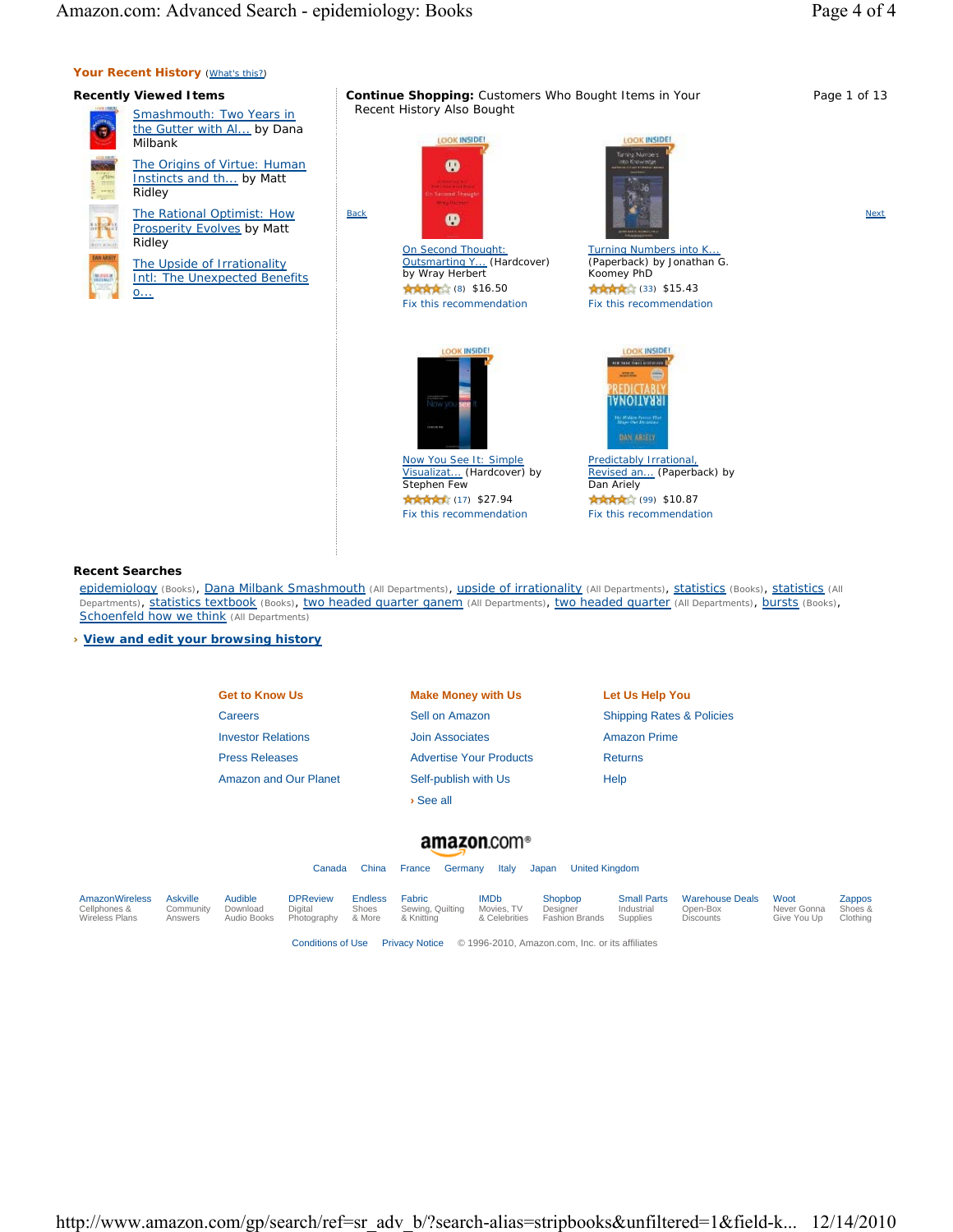**Your Recent History** (What's this?)

**Recently Viewed Items**

- Smashmouth: Two Years in the Gutter with Al... by Dana Milbank
- The Origins of Virtue: Human Instincts and th... by Matt Ridley
- The Rational Optimist: How Prosperity Evolves by Matt Ridley
- The Upside of Irrationality Intl: The Unexpected Benefits o...

**Continue Shopping:** Customers Who Bought Items in Your Recent History Also Bought

Page 1 of 13

Back

Next

On Second Thought: Outsmarting Y... (Hardcover) by Wray Herbert
(8) $16.50
Fix this recommendation

Turning Numbers into K... (Paperback) by Jonathan G. Koomey PhD
(33) $15.43
Fix this recommendation

Now You See It: Simple Visualizat... (Hardcover) by Stephen Few
(17) $27.94
Fix this recommendation

Predictably Irrational, Revised an... (Paperback) by Dan Ariely
(99) $10.87
Fix this recommendation

**Recent Searches**

epidemiology (Books), Dana Milbank Smashmouth (All Departments), upside of irrationality (All Departments), statistics (Books), statistics (All Departments), statistics textbook (Books), two headed quarter ganem (All Departments), two headed quarter (All Departments), bursts (Books), Schoenfeld how we think (All Departments)

› **View and edit your browsing history**

**Get to Know Us**

- Careers
- Investor Relations
- Press Releases
- Amazon and Our Planet

**Make Money with Us**

- Sell on Amazon
- Join Associates
- Advertise Your Products
- Self-publish with Us
- › See all

**Let Us Help You**

- Shipping Rates & Policies
- Amazon Prime
- Returns
- Help

amazon.com®

Canada China France Germany Italy Japan United Kingdom

AmazonWireless Cellphones & Wireless Plans | Askville Community Answers | Audible Download Audio Books | DPReview Digital Photography | Endless Shoes & More | Fabric Sewing, Quilting & Knitting | IMDb Movies, TV & Celebrities | Shopbop Designer Fashion Brands | Small Parts Industrial Supplies | Warehouse Deals Open-Box Discounts | Woot Never Gonna Give You Up | Zappos Shoes & Clothing

Conditions of Use Privacy Notice © 1996-2010, Amazon.com, Inc. or its affiliates